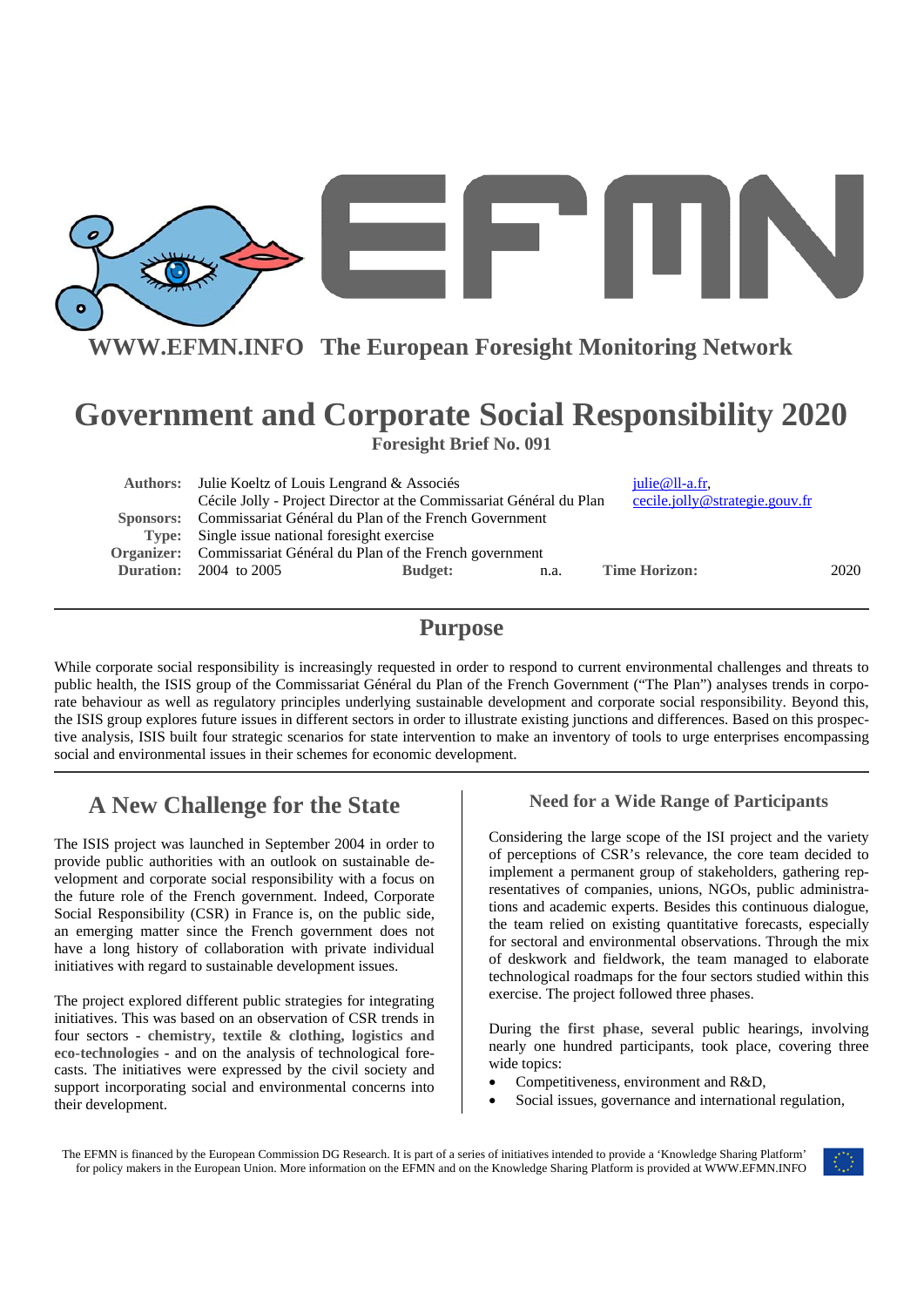**WWW.EFMN.INFO The European Foresight Monitoring Network**

# Government and Corporate Social Responsibility 2020

**Foresight Brief No. 091**

| | | | |
|---|---|---|---|
| **Authors:** | Julie Koeltz of Louis Lengrand & Associés | | julie@ll-a.fr, |
| | Cécile Jolly - Project Director at the Commissariat Général du Plan | | cecile.jolly@strategie.gouv.fr |
| **Sponsors:** | Commissariat Général du Plan of the French Government | | |
| **Type:** | Single issue national foresight exercise | | |
| **Organizer:** | Commissariat Général du Plan of the French government | | |
| **Duration:** | 2004 to 2005 | **Budget:** n.a. | **Time Horizon:** 2020 |

## Purpose

While corporate social responsibility is increasingly requested in order to respond to current environmental challenges and threats to public health, the ISIS group of the Commissariat Général du Plan of the French Government ("The Plan") analyses trends in corporate behaviour as well as regulatory principles underlying sustainable development and corporate social responsibility. Beyond this, the ISIS group explores future issues in different sectors in order to illustrate existing junctions and differences. Based on this prospective analysis, ISIS built four strategic scenarios for state intervention to make an inventory of tools to urge enterprises encompassing social and environmental issues in their schemes for economic development.

## A New Challenge for the State

The ISIS project was launched in September 2004 in order to provide public authorities with an outlook on sustainable development and corporate social responsibility with a focus on the future role of the French government. Indeed, Corporate Social Responsibility (CSR) in France is, on the public side, an emerging matter since the French government does not have a long history of collaboration with private individual initiatives with regard to sustainable development issues.

The project explored different public strategies for integrating initiatives. This was based on an observation of CSR trends in four sectors - **chemistry, textile & clothing, logistics and eco-technologies** - and on the analysis of technological forecasts. The initiatives were expressed by the civil society and support incorporating social and environmental concerns into their development.

### Need for a Wide Range of Participants

Considering the large scope of the ISI project and the variety of perceptions of CSR's relevance, the core team decided to implement a permanent group of stakeholders, gathering representatives of companies, unions, NGOs, public administrations and academic experts. Besides this continuous dialogue, the team relied on existing quantitative forecasts, especially for sectoral and environmental observations. Through the mix of deskwork and fieldwork, the team managed to elaborate technological roadmaps for the four sectors studied within this exercise. The project followed three phases.

During **the first phase**, several public hearings, involving nearly one hundred participants, took place, covering three wide topics:

- Competitiveness, environment and R&D,
- Social issues, governance and international regulation,

The EFMN is financed by the European Commission DG Research. It is part of a series of initiatives intended to provide a 'Knowledge Sharing Platform' for policy makers in the European Union. More information on the EFMN and on the Knowledge Sharing Platform is provided at WWW.EFMN.INFO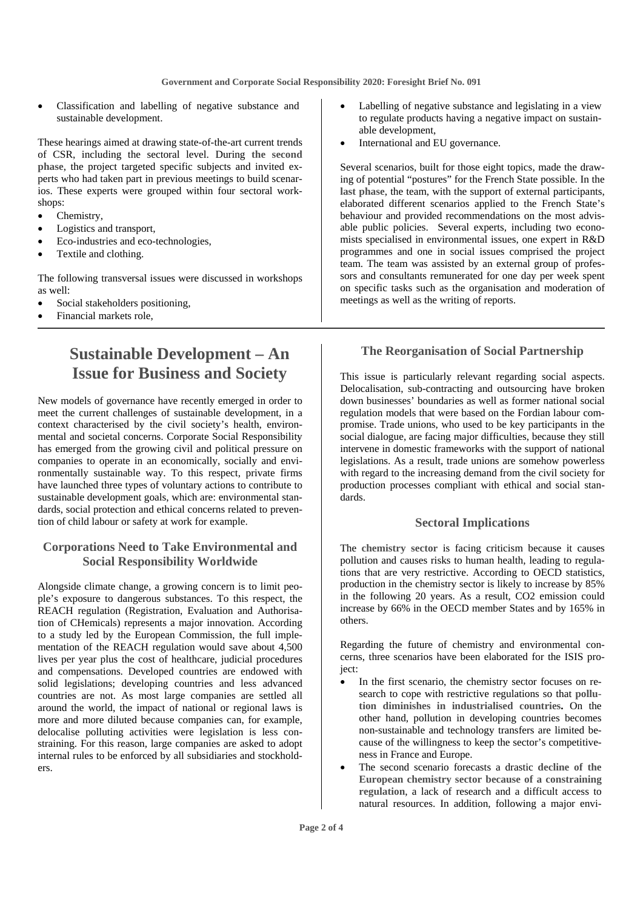- Classification and labelling of negative substance and sustainable development.

These hearings aimed at drawing state-of-the-art current trends of CSR, including the sectoral level. During **the second phase**, the project targeted specific subjects and invited experts who had taken part in previous meetings to build scenarios. These experts were grouped within four sectoral workshops:

- Chemistry,
- Logistics and transport,
- Eco-industries and eco-technologies,
- Textile and clothing.

The following transversal issues were discussed in workshops as well:

- Social stakeholders positioning,
- Financial markets role,
- Labelling of negative substance and legislating in a view to regulate products having a negative impact on sustainable development,
- International and EU governance.

Several scenarios, built for those eight topics, made the drawing of potential "postures" for the French State possible. In the **last phase**, the team, with the support of external participants, elaborated different scenarios applied to the French State's behaviour and provided recommendations on the most advisable public policies. Several experts, including two economists specialised in environmental issues, one expert in R&D programmes and one in social issues comprised the project team. The team was assisted by an external group of professors and consultants remunerated for one day per week spent on specific tasks such as the organisation and moderation of meetings as well as the writing of reports.

# Sustainable Development – An Issue for Business and Society

New models of governance have recently emerged in order to meet the current challenges of sustainable development, in a context characterised by the civil society's health, environmental and societal concerns. Corporate Social Responsibility has emerged from the growing civil and political pressure on companies to operate in an economically, socially and environmentally sustainable way. To this respect, private firms have launched three types of voluntary actions to contribute to sustainable development goals, which are: environmental standards, social protection and ethical concerns related to prevention of child labour or safety at work for example.

## Corporations Need to Take Environmental and Social Responsibility Worldwide

Alongside climate change, a growing concern is to limit people's exposure to dangerous substances. To this respect, the REACH regulation (Registration, Evaluation and Authorisation of CHemicals) represents a major innovation. According to a study led by the European Commission, the full implementation of the REACH regulation would save about 4,500 lives per year plus the cost of healthcare, judicial procedures and compensations. Developed countries are endowed with solid legislations; developing countries and less advanced countries are not. As most large companies are settled all around the world, the impact of national or regional laws is more and more diluted because companies can, for example, delocalise polluting activities were legislation is less constraining. For this reason, large companies are asked to adopt internal rules to be enforced by all subsidiaries and stockholders.

## The Reorganisation of Social Partnership

This issue is particularly relevant regarding social aspects. Delocalisation, sub-contracting and outsourcing have broken down businesses' boundaries as well as former national social regulation models that were based on the Fordian labour compromise. Trade unions, who used to be key participants in the social dialogue, are facing major difficulties, because they still intervene in domestic frameworks with the support of national legislations. As a result, trade unions are somehow powerless with regard to the increasing demand from the civil society for production processes compliant with ethical and social standards.

## Sectoral Implications

The **chemistry sector** is facing criticism because it causes pollution and causes risks to human health, leading to regulations that are very restrictive. According to OECD statistics, production in the chemistry sector is likely to increase by 85% in the following 20 years. As a result, $CO_2$ emission could increase by 66% in the OECD member States and by 165% in others.

Regarding the future of chemistry and environmental concerns, three scenarios have been elaborated for the ISIS project:

- In the first scenario, the chemistry sector focuses on research to cope with restrictive regulations so that **pollution diminishes in industrialised countries.** On the other hand, pollution in developing countries becomes non-sustainable and technology transfers are limited because of the willingness to keep the sector's competitiveness in France and Europe.
- The second scenario forecasts a drastic **decline of the European chemistry sector because of a constraining regulation**, a lack of research and a difficult access to natural resources. In addition, following a major envi-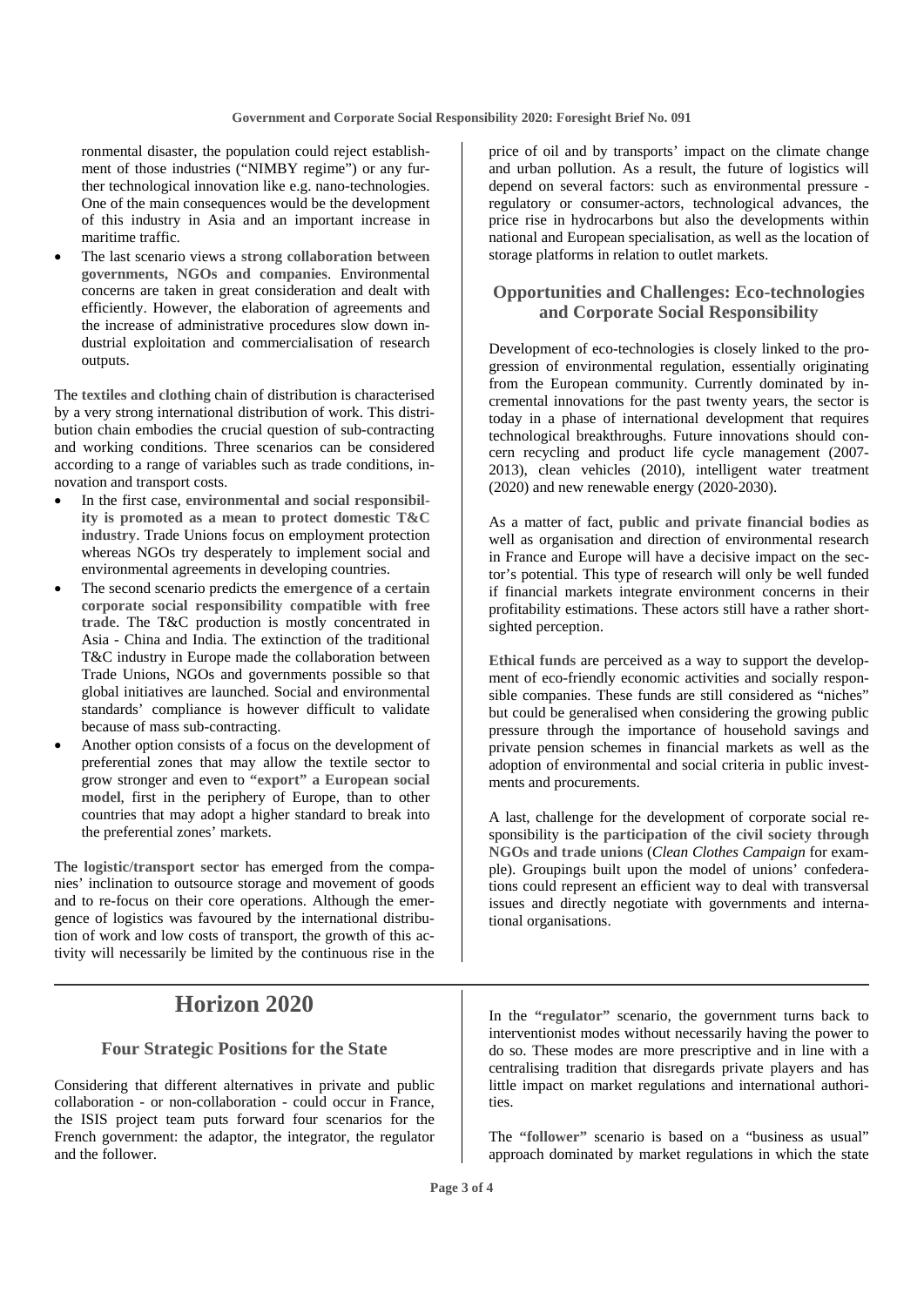ronmental disaster, the population could reject establishment of those industries ("NIMBY regime") or any further technological innovation like e.g. nano-technologies. One of the main consequences would be the development of this industry in Asia and an important increase in maritime traffic.

- The last scenario views a **strong collaboration between governments, NGOs and companies**. Environmental concerns are taken in great consideration and dealt with efficiently. However, the elaboration of agreements and the increase of administrative procedures slow down industrial exploitation and commercialisation of research outputs.

The **textiles and clothing** chain of distribution is characterised by a very strong international distribution of work. This distribution chain embodies the crucial question of sub-contracting and working conditions. Three scenarios can be considered according to a range of variables such as trade conditions, innovation and transport costs.

- In the first case, **environmental and social responsibility is promoted as a mean to protect domestic T&C industry**. Trade Unions focus on employment protection whereas NGOs try desperately to implement social and environmental agreements in developing countries.
- The second scenario predicts the **emergence of a certain corporate social responsibility compatible with free trade**. The T&C production is mostly concentrated in Asia - China and India. The extinction of the traditional T&C industry in Europe made the collaboration between Trade Unions, NGOs and governments possible so that global initiatives are launched. Social and environmental standards' compliance is however difficult to validate because of mass sub-contracting.
- Another option consists of a focus on the development of preferential zones that may allow the textile sector to grow stronger and even to **"export" a European social model**, first in the periphery of Europe, than to other countries that may adopt a higher standard to break into the preferential zones' markets.

The **logistic/transport sector** has emerged from the companies' inclination to outsource storage and movement of goods and to re-focus on their core operations. Although the emergence of logistics was favoured by the international distribution of work and low costs of transport, the growth of this activity will necessarily be limited by the continuous rise in the price of oil and by transports' impact on the climate change and urban pollution. As a result, the future of logistics will depend on several factors: such as environmental pressure - regulatory or consumer-actors, technological advances, the price rise in hydrocarbons but also the developments within national and European specialisation, as well as the location of storage platforms in relation to outlet markets.

## Opportunities and Challenges: Eco-technologies and Corporate Social Responsibility

Development of eco-technologies is closely linked to the progression of environmental regulation, essentially originating from the European community. Currently dominated by incremental innovations for the past twenty years, the sector is today in a phase of international development that requires technological breakthroughs. Future innovations should concern recycling and product life cycle management (2007-2013), clean vehicles (2010), intelligent water treatment (2020) and new renewable energy (2020-2030).

As a matter of fact, **public and private financial bodies** as well as organisation and direction of environmental research in France and Europe will have a decisive impact on the sector's potential. This type of research will only be well funded if financial markets integrate environment concerns in their profitability estimations. These actors still have a rather short-sighted perception.

**Ethical funds** are perceived as a way to support the development of eco-friendly economic activities and socially responsible companies. These funds are still considered as "niches" but could be generalised when considering the growing public pressure through the importance of household savings and private pension schemes in financial markets as well as the adoption of environmental and social criteria in public investments and procurements.

A last, challenge for the development of corporate social responsibility is the **participation of the civil society through NGOs and trade unions** (*Clean Clothes Campaign* for example). Groupings built upon the model of unions' confederations could represent an efficient way to deal with transversal issues and directly negotiate with governments and international organisations.

# Horizon 2020

## Four Strategic Positions for the State

Considering that different alternatives in private and public collaboration - or non-collaboration - could occur in France, the ISIS project team puts forward four scenarios for the French government: the adaptor, the integrator, the regulator and the follower.

In the **"regulator"** scenario, the government turns back to interventionist modes without necessarily having the power to do so. These modes are more prescriptive and in line with a centralising tradition that disregards private players and has little impact on market regulations and international authorities.

The **"follower"** scenario is based on a "business as usual" approach dominated by market regulations in which the state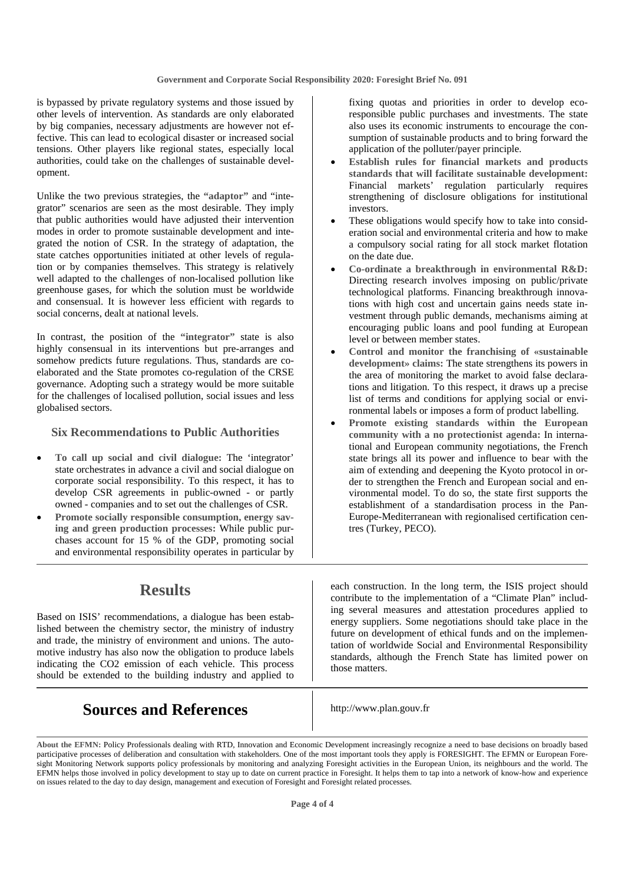is bypassed by private regulatory systems and those issued by other levels of intervention. As standards are only elaborated by big companies, necessary adjustments are however not effective. This can lead to ecological disaster or increased social tensions. Other players like regional states, especially local authorities, could take on the challenges of sustainable development.

Unlike the two previous strategies, the **"adaptor"** and "integrator" scenarios are seen as the most desirable. They imply that public authorities would have adjusted their intervention modes in order to promote sustainable development and integrated the notion of CSR. In the strategy of adaptation, the state catches opportunities initiated at other levels of regulation or by companies themselves. This strategy is relatively well adapted to the challenges of non-localised pollution like greenhouse gases, for which the solution must be worldwide and consensual. It is however less efficient with regards to social concerns, dealt at national levels.

In contrast, the position of the **"integrator"** state is also highly consensual in its interventions but pre-arranges and somehow predicts future regulations. Thus, standards are co-elaborated and the State promotes co-regulation of the CRSE governance. Adopting such a strategy would be more suitable for the challenges of localised pollution, social issues and less globalised sectors.

### Six Recommendations to Public Authorities

- **To call up social and civil dialogue:** The 'integrator' state orchestrates in advance a civil and social dialogue on corporate social responsibility. To this respect, it has to develop CSR agreements in public-owned - or partly owned - companies and to set out the challenges of CSR.
- **Promote socially responsible consumption, energy saving and green production processes:** While public purchases account for 15 % of the GDP, promoting social and environmental responsibility operates in particular by fixing quotas and priorities in order to develop eco-responsible public purchases and investments. The state also uses its economic instruments to encourage the consumption of sustainable products and to bring forward the application of the polluter/payer principle.
- **Establish rules for financial markets and products standards that will facilitate sustainable development:** Financial markets' regulation particularly requires strengthening of disclosure obligations for institutional investors.
- These obligations would specify how to take into consideration social and environmental criteria and how to make a compulsory social rating for all stock market flotation on the date due.
- **Co-ordinate a breakthrough in environmental R&D:** Directing research involves imposing on public/private technological platforms. Financing breakthrough innovations with high cost and uncertain gains needs state investment through public demands, mechanisms aiming at encouraging public loans and pool funding at European level or between member states.
- **Control and monitor the franchising of «sustainable development» claims:** The state strengthens its powers in the area of monitoring the market to avoid false declarations and litigation. To this respect, it draws up a precise list of terms and conditions for applying social or environmental labels or imposes a form of product labelling.
- **Promote existing standards within the European community with a no protectionist agenda:** In international and European community negotiations, the French state brings all its power and influence to bear with the aim of extending and deepening the Kyoto protocol in order to strengthen the French and European social and environmental model. To do so, the state first supports the establishment of a standardisation process in the Pan-Europe-Mediterranean with regionalised certification centres (Turkey, PECO).

## Results

Based on ISIS' recommendations, a dialogue has been established between the chemistry sector, the ministry of industry and trade, the ministry of environment and unions. The automotive industry has also now the obligation to produce labels indicating the $CO_2$ emission of each vehicle. This process should be extended to the building industry and applied to each construction. In the long term, the ISIS project should contribute to the implementation of a "Climate Plan" including several measures and attestation procedures applied to energy suppliers. Some negotiations should take place in the future on development of ethical funds and on the implementation of worldwide Social and Environmental Responsibility standards, although the French State has limited power on those matters.

## Sources and References

http://www.plan.gouv.fr

**About the EFMN:** Policy Professionals dealing with RTD, Innovation and Economic Development increasingly recognize a need to base decisions on broadly based participative processes of deliberation and consultation with stakeholders. One of the most important tools they apply is FORESIGHT. The EFMN or European Foresight Monitoring Network supports policy professionals by monitoring and analyzing Foresight activities in the European Union, its neighbours and the world. The EFMN helps those involved in policy development to stay up to date on current practice in Foresight. It helps them to tap into a network of know-how and experience on issues related to the day to day design, management and execution of Foresight and Foresight related processes.